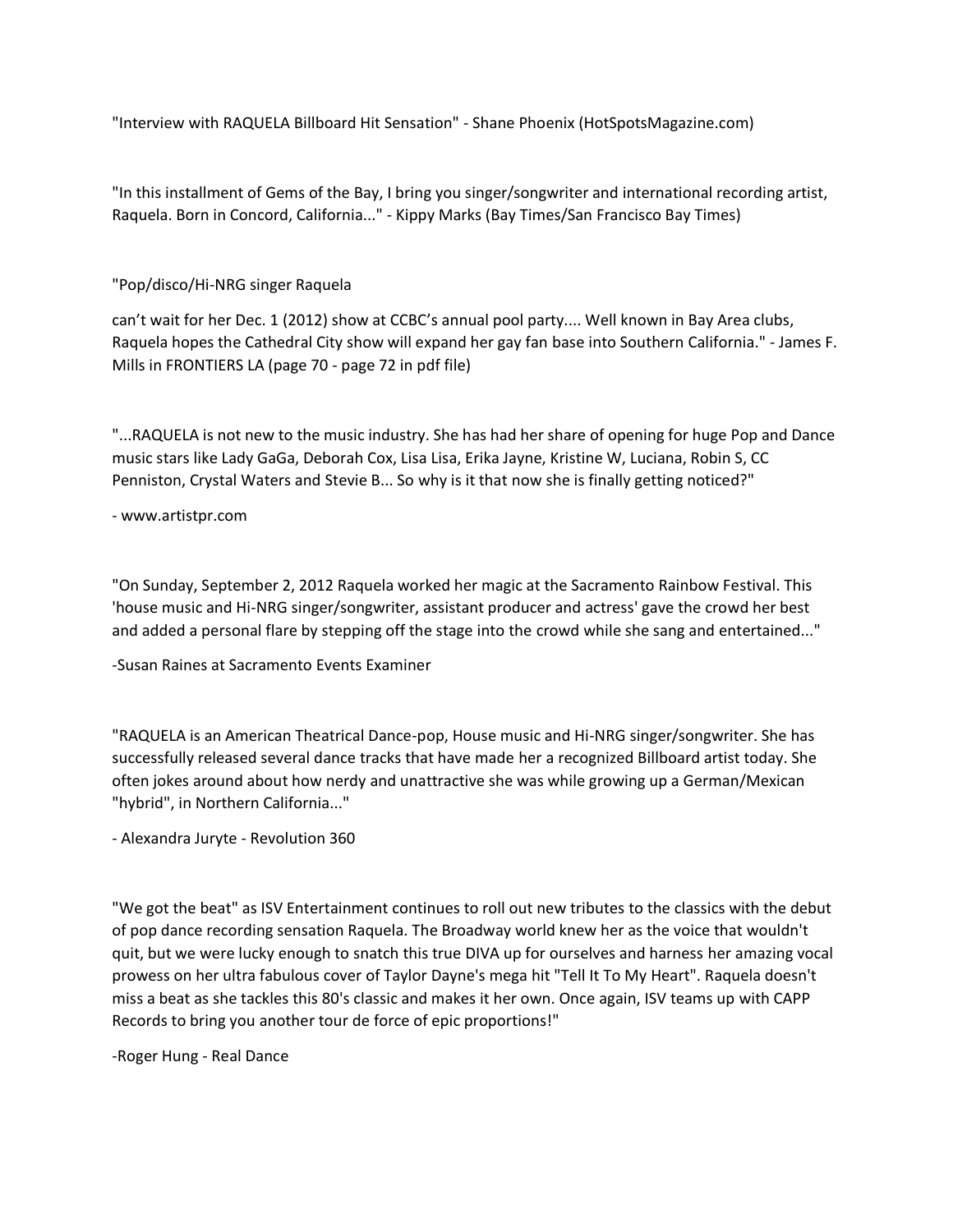"Interview with RAQUELA Billboard Hit Sensation" - Shane Phoenix (HotSpotsMagazine.com)

"In this installment of Gems of the Bay, I bring you singer/songwriter and international recording artist, Raquela. Born in Concord, California..." - Kippy Marks (Bay Times/San Francisco Bay Times)

"Pop/disco/Hi-NRG singer Raquela

can't wait for her Dec. 1 (2012) show at CCBC's annual pool party.... Well known in Bay Area clubs, Raquela hopes the Cathedral City show will expand her gay fan base into Southern California." - James F. Mills in FRONTIERS LA (page 70 - page 72 in pdf file)

"...RAQUELA is not new to the music industry. She has had her share of opening for huge Pop and Dance music stars like Lady GaGa, Deborah Cox, Lisa Lisa, Erika Jayne, Kristine W, Luciana, Robin S, CC Penniston, Crystal Waters and Stevie B... So why is it that now she is finally getting noticed?"

- www.artistpr.com

"On Sunday, September 2, 2012 Raquela worked her magic at the Sacramento Rainbow Festival. This 'house music and Hi-NRG singer/songwriter, assistant producer and actress' gave the crowd her best and added a personal flare by stepping off the stage into the crowd while she sang and entertained..."

-Susan Raines at Sacramento Events Examiner

"RAQUELA is an American Theatrical Dance-pop, House music and Hi-NRG singer/songwriter. She has successfully released several dance tracks that have made her a recognized Billboard artist today. She often jokes around about how nerdy and unattractive she was while growing up a German/Mexican "hybrid", in Northern California..."

- Alexandra Juryte - Revolution 360

"We got the beat" as ISV Entertainment continues to roll out new tributes to the classics with the debut of pop dance recording sensation Raquela. The Broadway world knew her as the voice that wouldn't quit, but we were lucky enough to snatch this true DIVA up for ourselves and harness her amazing vocal prowess on her ultra fabulous cover of Taylor Dayne's mega hit "Tell It To My Heart". Raquela doesn't miss a beat as she tackles this 80's classic and makes it her own. Once again, ISV teams up with CAPP Records to bring you another tour de force of epic proportions!"

-Roger Hung - Real Dance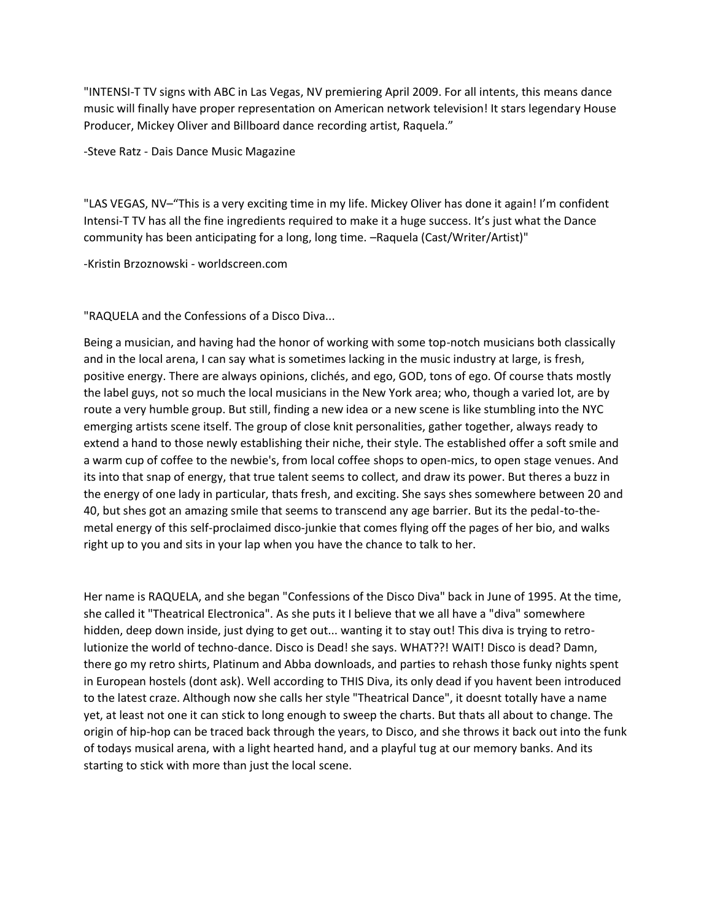"INTENSI-T TV signs with ABC in Las Vegas, NV premiering April 2009. For all intents, this means dance music will finally have proper representation on American network television! It stars legendary House Producer, Mickey Oliver and Billboard dance recording artist, Raquela."

-Steve Ratz - Dais Dance Music Magazine

"LAS VEGAS, NV–"This is a very exciting time in my life. Mickey Oliver has done it again! I'm confident Intensi-T TV has all the fine ingredients required to make it a huge success. It's just what the Dance community has been anticipating for a long, long time. –Raquela (Cast/Writer/Artist)"

-Kristin Brzoznowski - worldscreen.com

"RAQUELA and the Confessions of a Disco Diva...

Being a musician, and having had the honor of working with some top-notch musicians both classically and in the local arena, I can say what is sometimes lacking in the music industry at large, is fresh, positive energy. There are always opinions, clichés, and ego, GOD, tons of ego. Of course thats mostly the label guys, not so much the local musicians in the New York area; who, though a varied lot, are by route a very humble group. But still, finding a new idea or a new scene is like stumbling into the NYC emerging artists scene itself. The group of close knit personalities, gather together, always ready to extend a hand to those newly establishing their niche, their style. The established offer a soft smile and a warm cup of coffee to the newbie's, from local coffee shops to open-mics, to open stage venues. And its into that snap of energy, that true talent seems to collect, and draw its power. But theres a buzz in the energy of one lady in particular, thats fresh, and exciting. She says shes somewhere between 20 and 40, but shes got an amazing smile that seems to transcend any age barrier. But its the pedal-to-the-metal energy of this self-proclaimed disco-junkie that comes flying off the pages of her bio, and walks right up to you and sits in your lap when you have the chance to talk to her.

Her name is RAQUELA, and she began "Confessions of the Disco Diva" back in June of 1995. At the time, she called it "Theatrical Electronica". As she puts it I believe that we all have a "diva" somewhere hidden, deep down inside, just dying to get out... wanting it to stay out! This diva is trying to retro-lutionize the world of techno-dance. Disco is Dead! she says. WHAT??! WAIT! Disco is dead? Damn, there go my retro shirts, Platinum and Abba downloads, and parties to rehash those funky nights spent in European hostels (dont ask). Well according to THIS Diva, its only dead if you havent been introduced to the latest craze. Although now she calls her style "Theatrical Dance", it doesnt totally have a name yet, at least not one it can stick to long enough to sweep the charts. But thats all about to change. The origin of hip-hop can be traced back through the years, to Disco, and she throws it back out into the funk of todays musical arena, with a light hearted hand, and a playful tug at our memory banks. And its starting to stick with more than just the local scene.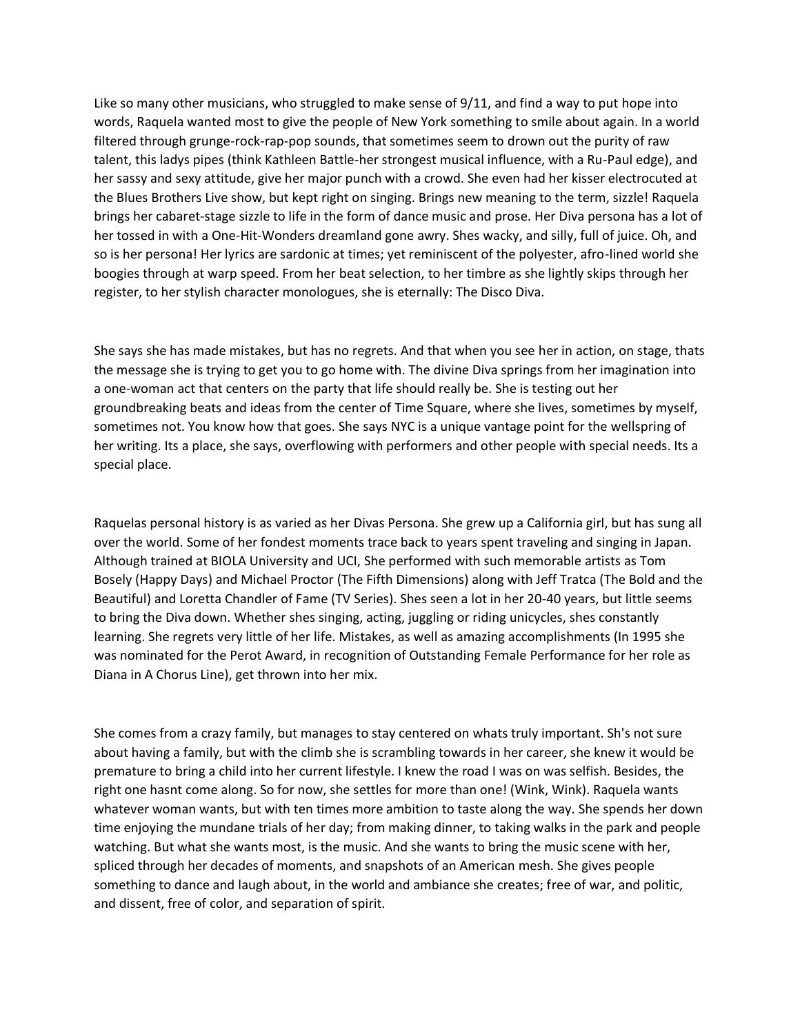Like so many other musicians, who struggled to make sense of 9/11, and find a way to put hope into words, Raquela wanted most to give the people of New York something to smile about again. In a world filtered through grunge-rock-rap-pop sounds, that sometimes seem to drown out the purity of raw talent, this ladys pipes (think Kathleen Battle-her strongest musical influence, with a Ru-Paul edge), and her sassy and sexy attitude, give her major punch with a crowd. She even had her kisser electrocuted at the Blues Brothers Live show, but kept right on singing. Brings new meaning to the term, sizzle! Raquela brings her cabaret-stage sizzle to life in the form of dance music and prose. Her Diva persona has a lot of her tossed in with a One-Hit-Wonders dreamland gone awry. Shes wacky, and silly, full of juice. Oh, and so is her persona! Her lyrics are sardonic at times; yet reminiscent of the polyester, afro-lined world she boogies through at warp speed. From her beat selection, to her timbre as she lightly skips through her register, to her stylish character monologues, she is eternally: The Disco Diva.

She says she has made mistakes, but has no regrets. And that when you see her in action, on stage, thats the message she is trying to get you to go home with. The divine Diva springs from her imagination into a one-woman act that centers on the party that life should really be. She is testing out her groundbreaking beats and ideas from the center of Time Square, where she lives, sometimes by myself, sometimes not. You know how that goes. She says NYC is a unique vantage point for the wellspring of her writing. Its a place, she says, overflowing with performers and other people with special needs. Its a special place.

Raquelas personal history is as varied as her Divas Persona. She grew up a California girl, but has sung all over the world. Some of her fondest moments trace back to years spent traveling and singing in Japan. Although trained at BIOLA University and UCI, She performed with such memorable artists as Tom Bosely (Happy Days) and Michael Proctor (The Fifth Dimensions) along with Jeff Tratca (The Bold and the Beautiful) and Loretta Chandler of Fame (TV Series). Shes seen a lot in her 20-40 years, but little seems to bring the Diva down. Whether shes singing, acting, juggling or riding unicycles, shes constantly learning. She regrets very little of her life. Mistakes, as well as amazing accomplishments (In 1995 she was nominated for the Perot Award, in recognition of Outstanding Female Performance for her role as Diana in A Chorus Line), get thrown into her mix.

She comes from a crazy family, but manages to stay centered on whats truly important. Sh's not sure about having a family, but with the climb she is scrambling towards in her career, she knew it would be premature to bring a child into her current lifestyle. I knew the road I was on was selfish. Besides, the right one hasnt come along. So for now, she settles for more than one! (Wink, Wink). Raquela wants whatever woman wants, but with ten times more ambition to taste along the way. She spends her down time enjoying the mundane trials of her day; from making dinner, to taking walks in the park and people watching. But what she wants most, is the music. And she wants to bring the music scene with her, spliced through her decades of moments, and snapshots of an American mesh. She gives people something to dance and laugh about, in the world and ambiance she creates; free of war, and politic, and dissent, free of color, and separation of spirit.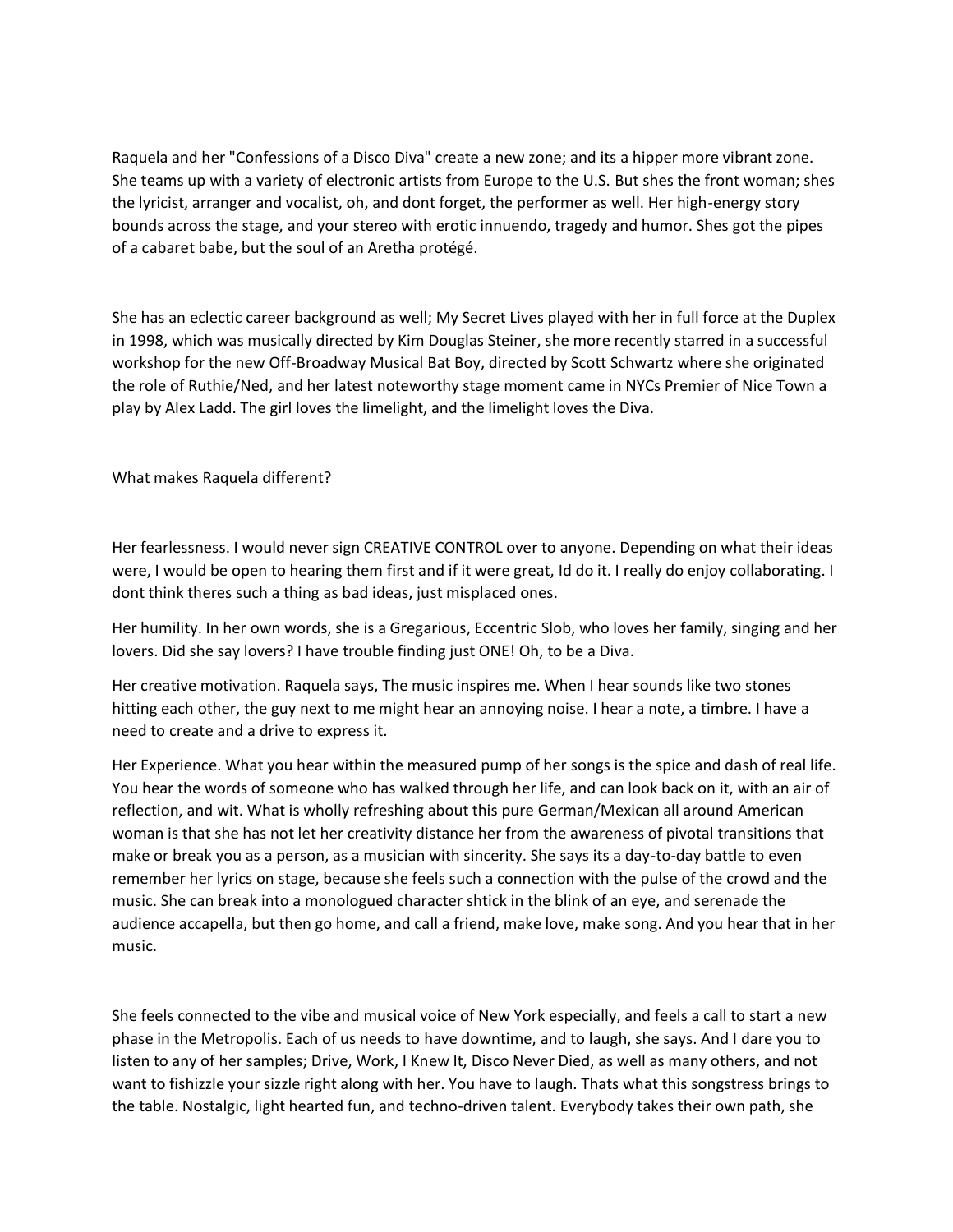Raquela and her "Confessions of a Disco Diva" create a new zone; and its a hipper more vibrant zone. She teams up with a variety of electronic artists from Europe to the U.S. But shes the front woman; shes the lyricist, arranger and vocalist, oh, and dont forget, the performer as well. Her high-energy story bounds across the stage, and your stereo with erotic innuendo, tragedy and humor. Shes got the pipes of a cabaret babe, but the soul of an Aretha protégé.

She has an eclectic career background as well; My Secret Lives played with her in full force at the Duplex in 1998, which was musically directed by Kim Douglas Steiner, she more recently starred in a successful workshop for the new Off-Broadway Musical Bat Boy, directed by Scott Schwartz where she originated the role of Ruthie/Ned, and her latest noteworthy stage moment came in NYCs Premier of Nice Town a play by Alex Ladd. The girl loves the limelight, and the limelight loves the Diva.

What makes Raquela different?

Her fearlessness. I would never sign CREATIVE CONTROL over to anyone. Depending on what their ideas were, I would be open to hearing them first and if it were great, Id do it. I really do enjoy collaborating. I dont think theres such a thing as bad ideas, just misplaced ones.

Her humility. In her own words, she is a Gregarious, Eccentric Slob, who loves her family, singing and her lovers. Did she say lovers? I have trouble finding just ONE! Oh, to be a Diva.

Her creative motivation. Raquela says, The music inspires me. When I hear sounds like two stones hitting each other, the guy next to me might hear an annoying noise. I hear a note, a timbre. I have a need to create and a drive to express it.

Her Experience. What you hear within the measured pump of her songs is the spice and dash of real life. You hear the words of someone who has walked through her life, and can look back on it, with an air of reflection, and wit. What is wholly refreshing about this pure German/Mexican all around American woman is that she has not let her creativity distance her from the awareness of pivotal transitions that make or break you as a person, as a musician with sincerity. She says its a day-to-day battle to even remember her lyrics on stage, because she feels such a connection with the pulse of the crowd and the music. She can break into a monologued character shtick in the blink of an eye, and serenade the audience accapella, but then go home, and call a friend, make love, make song. And you hear that in her music.

She feels connected to the vibe and musical voice of New York especially, and feels a call to start a new phase in the Metropolis. Each of us needs to have downtime, and to laugh, she says. And I dare you to listen to any of her samples; Drive, Work, I Knew It, Disco Never Died, as well as many others, and not want to fishizzle your sizzle right along with her. You have to laugh. Thats what this songstress brings to the table. Nostalgic, light hearted fun, and techno-driven talent. Everybody takes their own path, she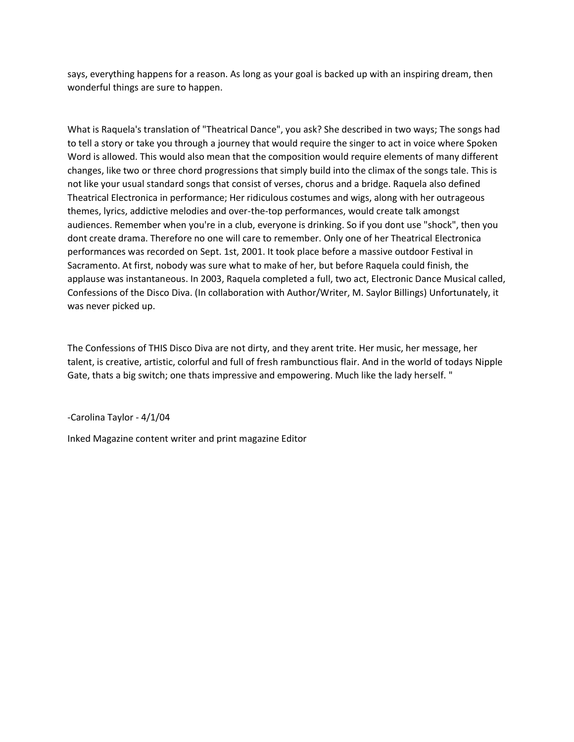says, everything happens for a reason. As long as your goal is backed up with an inspiring dream, then wonderful things are sure to happen.

What is Raquela's translation of "Theatrical Dance", you ask? She described in two ways; The songs had to tell a story or take you through a journey that would require the singer to act in voice where Spoken Word is allowed. This would also mean that the composition would require elements of many different changes, like two or three chord progressions that simply build into the climax of the songs tale. This is not like your usual standard songs that consist of verses, chorus and a bridge. Raquela also defined Theatrical Electronica in performance; Her ridiculous costumes and wigs, along with her outrageous themes, lyrics, addictive melodies and over-the-top performances, would create talk amongst audiences. Remember when you're in a club, everyone is drinking. So if you dont use "shock", then you dont create drama. Therefore no one will care to remember. Only one of her Theatrical Electronica performances was recorded on Sept. 1st, 2001. It took place before a massive outdoor Festival in Sacramento. At first, nobody was sure what to make of her, but before Raquela could finish, the applause was instantaneous. In 2003, Raquela completed a full, two act, Electronic Dance Musical called, Confessions of the Disco Diva. (In collaboration with Author/Writer, M. Saylor Billings) Unfortunately, it was never picked up.

The Confessions of THIS Disco Diva are not dirty, and they arent trite. Her music, her message, her talent, is creative, artistic, colorful and full of fresh rambunctious flair. And in the world of todays Nipple Gate, thats a big switch; one thats impressive and empowering. Much like the lady herself. "

-Carolina Taylor - 4/1/04

Inked Magazine content writer and print magazine Editor